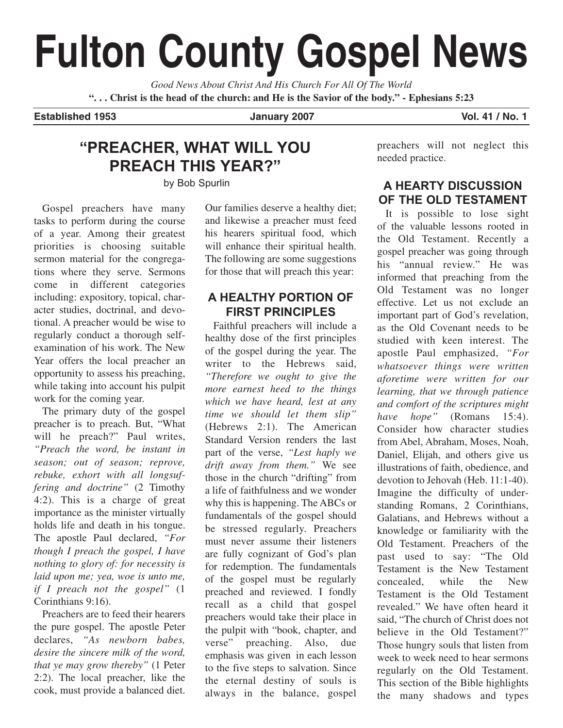# Fulton County Gospel News

*Good News About Christ And His Church For All Of The World*

**". . . Christ is the head of the church: and He is the Savior of the body." - Ephesians 5:23**

**Established 1953** | **January 2007** | **Vol. 41 / No. 1**

## "PREACHER, WHAT WILL YOU PREACH THIS YEAR?"

by Bob Spurlin

Gospel preachers have many tasks to perform during the course of a year. Among their greatest priorities is choosing suitable sermon material for the congregations where they serve. Sermons come in different categories including: expository, topical, character studies, doctrinal, and devotional. A preacher would be wise to regularly conduct a thorough self-examination of his work. The New Year offers the local preacher an opportunity to assess his preaching, while taking into account his pulpit work for the coming year.

The primary duty of the gospel preacher is to preach. But, "What will he preach?" Paul writes, *"Preach the word, be instant in season; out of season; reprove, rebuke, exhort with all longsuffering and doctrine"* (2 Timothy 4:2). This is a charge of great importance as the minister virtually holds life and death in his tongue. The apostle Paul declared, *"For though I preach the gospel, I have nothing to glory of: for necessity is laid upon me; yea, woe is unto me, if I preach not the gospel"* (1 Corinthians 9:16).

Preachers are to feed their hearers the pure gospel. The apostle Peter declares, *"As newborn babes, desire the sincere milk of the word, that ye may grow thereby"* (1 Peter 2:2). The local preacher, like the cook, must provide a balanced diet. Our families deserve a healthy diet; and likewise a preacher must feed his hearers spiritual food, which will enhance their spiritual health. The following are some suggestions for those that will preach this year:

### A HEALTHY PORTION OF FIRST PRINCIPLES

Faithful preachers will include a healthy dose of the first principles of the gospel during the year. The writer to the Hebrews said, *"Therefore we ought to give the more earnest heed to the things which we have heard, lest at any time we should let them slip"* (Hebrews 2:1). The American Standard Version renders the last part of the verse, *"Lest haply we drift away from them."* We see those in the church "drifting" from a life of faithfulness and we wonder why this is happening. The ABCs or fundamentals of the gospel should be stressed regularly. Preachers must never assume their listeners are fully cognizant of God's plan for redemption. The fundamentals of the gospel must be regularly preached and reviewed. I fondly recall as a child that gospel preachers would take their place in the pulpit with "book, chapter, and verse" preaching. Also, due emphasis was given in each lesson to the five steps to salvation. Since the eternal destiny of souls is always in the balance, gospel preachers will not neglect this needed practice.

### A HEARTY DISCUSSION OF THE OLD TESTAMENT

It is possible to lose sight of the valuable lessons rooted in the Old Testament. Recently a gospel preacher was going through his "annual review." He was informed that preaching from the Old Testament was no longer effective. Let us not exclude an important part of God's revelation, as the Old Covenant needs to be studied with keen interest. The apostle Paul emphasized, *"For whatsoever things were written aforetime were written for our learning, that we through patience and comfort of the scriptures might have hope"* (Romans 15:4). Consider how character studies from Abel, Abraham, Moses, Noah, Daniel, Elijah, and others give us illustrations of faith, obedience, and devotion to Jehovah (Heb. 11:1-40). Imagine the difficulty of understanding Romans, 2 Corinthians, Galatians, and Hebrews without a knowledge or familiarity with the Old Testament. Preachers of the past used to say: "The Old Testament is the New Testament concealed, while the New Testament is the Old Testament revealed." We have often heard it said, "The church of Christ does not believe in the Old Testament?" Those hungry souls that listen from week to week need to hear sermons regularly on the Old Testament. This section of the Bible highlights the many shadows and types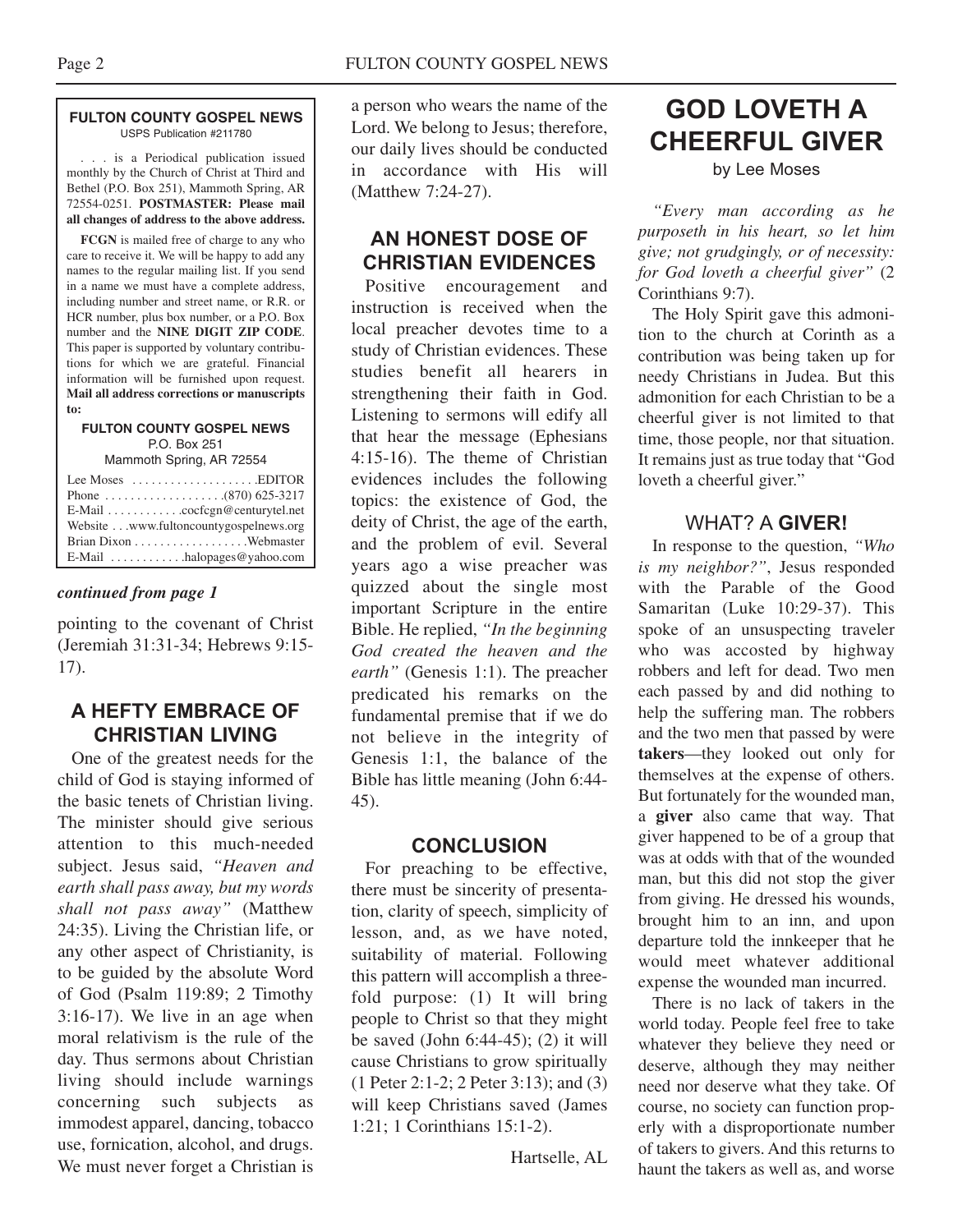**FULTON COUNTY GOSPEL NEWS**
USPS Publication #211780

. . . is a Periodical publication issued monthly by the Church of Christ at Third and Bethel (P.O. Box 251), Mammoth Spring, AR 72554-0251. **POSTMASTER: Please mail all changes of address to the above address.**

**FCGN** is mailed free of charge to any who care to receive it. We will be happy to add any names to the regular mailing list. If you send in a name we must have a complete address, including number and street name, or R.R. or HCR number, plus box number, or a P.O. Box number and the **NINE DIGIT ZIP CODE**. This paper is supported by voluntary contributions for which we are grateful. Financial information will be furnished upon request. **Mail all address corrections or manuscripts to:**

**FULTON COUNTY GOSPEL NEWS**
P.O. Box 251
Mammoth Spring, AR 72554

Lee Moses . . . . . . . . . . . . . . . . . . . .EDITOR
Phone . . . . . . . . . . . . . . . . . . .(870) 625-3217
E-Mail . . . . . . . . . . . .cocfcgn@centurytel.net
Website . . .www.fultoncountygospelnews.org
Brian Dixon . . . . . . . . . . . . . . . . . .Webmaster
E-Mail . . . . . . . . . . . .halopages@yahoo.com

***continued from page 1***

pointing to the covenant of Christ (Jeremiah 31:31-34; Hebrews 9:15-17).

## A HEFTY EMBRACE OF CHRISTIAN LIVING

One of the greatest needs for the child of God is staying informed of the basic tenets of Christian living. The minister should give serious attention to this much-needed subject. Jesus said, *"Heaven and earth shall pass away, but my words shall not pass away"* (Matthew 24:35). Living the Christian life, or any other aspect of Christianity, is to be guided by the absolute Word of God (Psalm 119:89; 2 Timothy 3:16-17). We live in an age when moral relativism is the rule of the day. Thus sermons about Christian living should include warnings concerning such subjects as immodest apparel, dancing, tobacco use, fornication, alcohol, and drugs. We must never forget a Christian is a person who wears the name of the Lord. We belong to Jesus; therefore, our daily lives should be conducted in accordance with His will (Matthew 7:24-27).

## AN HONEST DOSE OF CHRISTIAN EVIDENCES

Positive encouragement and instruction is received when the local preacher devotes time to a study of Christian evidences. These studies benefit all hearers in strengthening their faith in God. Listening to sermons will edify all that hear the message (Ephesians 4:15-16). The theme of Christian evidences includes the following topics: the existence of God, the deity of Christ, the age of the earth, and the problem of evil. Several years ago a wise preacher was quizzed about the single most important Scripture in the entire Bible. He replied, *"In the beginning God created the heaven and the earth"* (Genesis 1:1). The preacher predicated his remarks on the fundamental premise that if we do not believe in the integrity of Genesis 1:1, the balance of the Bible has little meaning (John 6:44-45).

## CONCLUSION

For preaching to be effective, there must be sincerity of presentation, clarity of speech, simplicity of lesson, and, as we have noted, suitability of material. Following this pattern will accomplish a three-fold purpose: (1) It will bring people to Christ so that they might be saved (John 6:44-45); (2) it will cause Christians to grow spiritually (1 Peter 2:1-2; 2 Peter 3:13); and (3) will keep Christians saved (James 1:21; 1 Corinthians 15:1-2).

Hartselle, AL

# GOD LOVETH A CHEERFUL GIVER

by Lee Moses

*"Every man according as he purposeth in his heart, so let him give; not grudgingly, or of necessity: for God loveth a cheerful giver"* (2 Corinthians 9:7).

The Holy Spirit gave this admonition to the church at Corinth as a contribution was being taken up for needy Christians in Judea. But this admonition for each Christian to be a cheerful giver is not limited to that time, those people, nor that situation. It remains just as true today that "God loveth a cheerful giver."

### WHAT? A **GIVER!**

In response to the question, *"Who is my neighbor?"*, Jesus responded with the Parable of the Good Samaritan (Luke 10:29-37). This spoke of an unsuspecting traveler who was accosted by highway robbers and left for dead. Two men each passed by and did nothing to help the suffering man. The robbers and the two men that passed by were **takers**—they looked out only for themselves at the expense of others. But fortunately for the wounded man, a **giver** also came that way. That giver happened to be of a group that was at odds with that of the wounded man, but this did not stop the giver from giving. He dressed his wounds, brought him to an inn, and upon departure told the innkeeper that he would meet whatever additional expense the wounded man incurred.

There is no lack of takers in the world today. People feel free to take whatever they believe they need or deserve, although they may neither need nor deserve what they take. Of course, no society can function properly with a disproportionate number of takers to givers. And this returns to haunt the takers as well as, and worse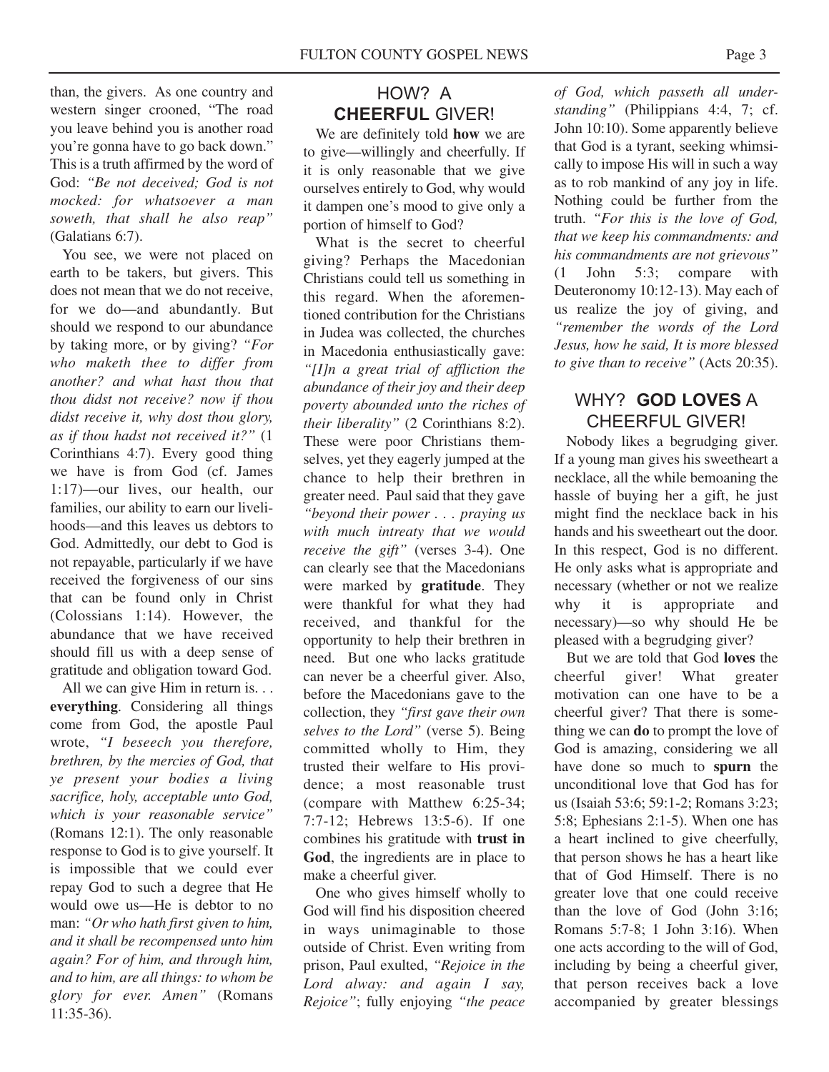than, the givers. As one country and western singer crooned, "The road you leave behind you is another road you're gonna have to go back down." This is a truth affirmed by the word of God: *"Be not deceived; God is not mocked: for whatsoever a man soweth, that shall he also reap"* (Galatians 6:7).

You see, we were not placed on earth to be takers, but givers. This does not mean that we do not receive, for we do—and abundantly. But should we respond to our abundance by taking more, or by giving? *"For who maketh thee to differ from another? and what hast thou that thou didst not receive? now if thou didst receive it, why dost thou glory, as if thou hadst not received it?"* (1 Corinthians 4:7). Every good thing we have is from God (cf. James 1:17)—our lives, our health, our families, our ability to earn our livelihoods—and this leaves us debtors to God. Admittedly, our debt to God is not repayable, particularly if we have received the forgiveness of our sins that can be found only in Christ (Colossians 1:14). However, the abundance that we have received should fill us with a deep sense of gratitude and obligation toward God.

All we can give Him in return is. . . **everything**. Considering all things come from God, the apostle Paul wrote, *"I beseech you therefore, brethren, by the mercies of God, that ye present your bodies a living sacrifice, holy, acceptable unto God, which is your reasonable service"* (Romans 12:1). The only reasonable response to God is to give yourself. It is impossible that we could ever repay God to such a degree that He would owe us—He is debtor to no man: *"Or who hath first given to him, and it shall be recompensed unto him again? For of him, and through him, and to him, are all things: to whom be glory for ever. Amen"* (Romans 11:35-36).

## HOW? A **CHEERFUL** GIVER!

We are definitely told **how** we are to give—willingly and cheerfully. If it is only reasonable that we give ourselves entirely to God, why would it dampen one's mood to give only a portion of himself to God?

What is the secret to cheerful giving? Perhaps the Macedonian Christians could tell us something in this regard. When the aforementioned contribution for the Christians in Judea was collected, the churches in Macedonia enthusiastically gave: *"[I]n a great trial of affliction the abundance of their joy and their deep poverty abounded unto the riches of their liberality"* (2 Corinthians 8:2). These were poor Christians themselves, yet they eagerly jumped at the chance to help their brethren in greater need. Paul said that they gave *"beyond their power . . . praying us with much intreaty that we would receive the gift"* (verses 3-4). One can clearly see that the Macedonians were marked by **gratitude**. They were thankful for what they had received, and thankful for the opportunity to help their brethren in need. But one who lacks gratitude can never be a cheerful giver. Also, before the Macedonians gave to the collection, they *"first gave their own selves to the Lord"* (verse 5). Being committed wholly to Him, they trusted their welfare to His providence; a most reasonable trust (compare with Matthew 6:25-34; 7:7-12; Hebrews 13:5-6). If one combines his gratitude with **trust in God**, the ingredients are in place to make a cheerful giver.

One who gives himself wholly to God will find his disposition cheered in ways unimaginable to those outside of Christ. Even writing from prison, Paul exulted, *"Rejoice in the Lord alway: and again I say, Rejoice"*; fully enjoying *"the peace of God, which passeth all understanding"* (Philippians 4:4, 7; cf. John 10:10). Some apparently believe that God is a tyrant, seeking whimsically to impose His will in such a way as to rob mankind of any joy in life. Nothing could be further from the truth. *"For this is the love of God, that we keep his commandments: and his commandments are not grievous"* (1 John 5:3; compare with Deuteronomy 10:12-13). May each of us realize the joy of giving, and *"remember the words of the Lord Jesus, how he said, It is more blessed to give than to receive"* (Acts 20:35).

## WHY? **GOD LOVES** A CHEERFUL GIVER!

Nobody likes a begrudging giver. If a young man gives his sweetheart a necklace, all the while bemoaning the hassle of buying her a gift, he just might find the necklace back in his hands and his sweetheart out the door. In this respect, God is no different. He only asks what is appropriate and necessary (whether or not we realize why it is appropriate and necessary)—so why should He be pleased with a begrudging giver?

But we are told that God **loves** the cheerful giver! What greater motivation can one have to be a cheerful giver? That there is something we can **do** to prompt the love of God is amazing, considering we all have done so much to **spurn** the unconditional love that God has for us (Isaiah 53:6; 59:1-2; Romans 3:23; 5:8; Ephesians 2:1-5). When one has a heart inclined to give cheerfully, that person shows he has a heart like that of God Himself. There is no greater love that one could receive than the love of God (John 3:16; Romans 5:7-8; 1 John 3:16). When one acts according to the will of God, including by being a cheerful giver, that person receives back a love accompanied by greater blessings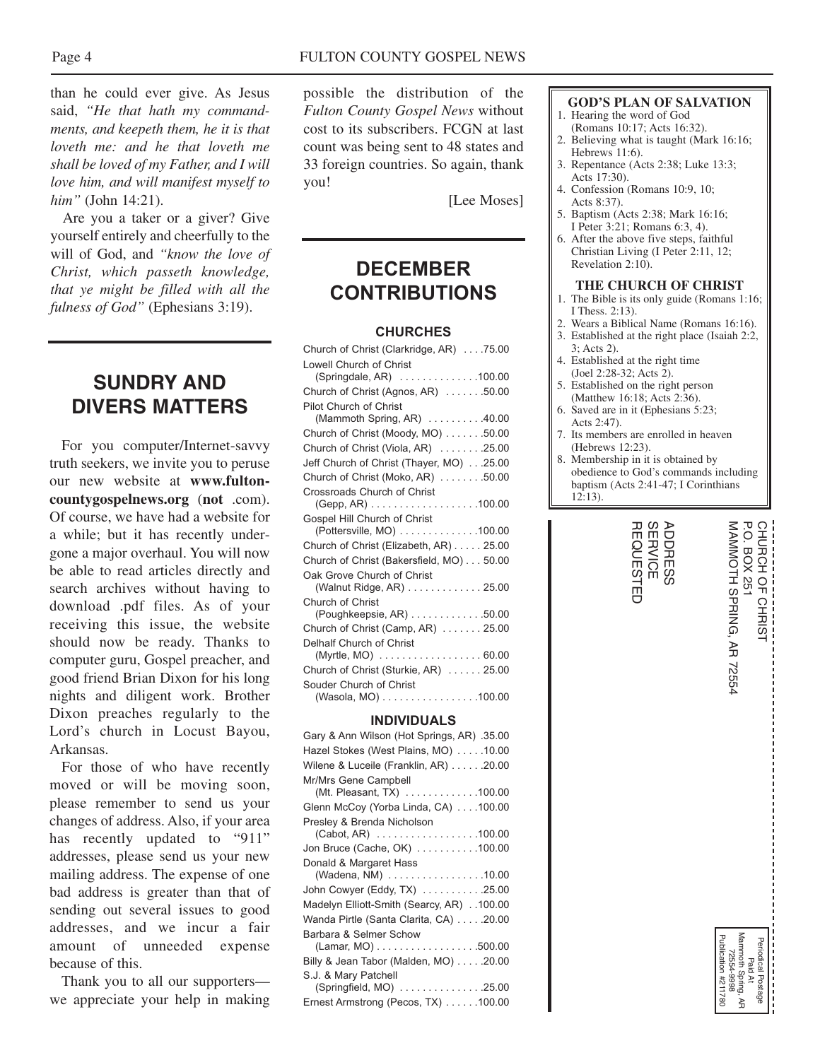than he could ever give. As Jesus said, *"He that hath my commandments, and keepeth them, he it is that loveth me: and he that loveth me shall be loved of my Father, and I will love him, and will manifest myself to him"* (John 14:21).

Are you a taker or a giver? Give yourself entirely and cheerfully to the will of God, and *"know the love of Christ, which passeth knowledge, that ye might be filled with all the fulness of God"* (Ephesians 3:19).

## SUNDRY AND DIVERS MATTERS

For you computer/Internet-savvy truth seekers, we invite you to peruse our new website at **www.fultoncountygospelnews.org** (**not** .com). Of course, we have had a website for a while; but it has recently undergone a major overhaul. You will now be able to read articles directly and search archives without having to download .pdf files. As of your receiving this issue, the website should now be ready. Thanks to computer guru, Gospel preacher, and good friend Brian Dixon for his long nights and diligent work. Brother Dixon preaches regularly to the Lord's church in Locust Bayou, Arkansas.

For those of who have recently moved or will be moving soon, please remember to send us your changes of address. Also, if your area has recently updated to "911" addresses, please send us your new mailing address. The expense of one bad address is greater than that of sending out several issues to good addresses, and we incur a fair amount of unneeded expense because of this.

Thank you to all our supporters—we appreciate your help in making possible the distribution of the *Fulton County Gospel News* without cost to its subscribers. FCGN at last count was being sent to 48 states and 33 foreign countries. So again, thank you!

[Lee Moses]

## DECEMBER CONTRIBUTIONS

### CHURCHES

Church of Christ (Clarkridge, AR) . . . .75.00
Lowell Church of Christ (Springdale, AR) . . . . . . . . . . . . .100.00
Church of Christ (Agnos, AR) . . . . . . .50.00
Pilot Church of Christ (Mammoth Spring, AR) . . . . . . . . . .40.00
Church of Christ (Moody, MO) . . . . . . .50.00
Church of Christ (Viola, AR) . . . . . . . .25.00
Jeff Church of Christ (Thayer, MO) . . .25.00
Church of Christ (Moko, AR) . . . . . . . .50.00
Crossroads Church of Christ (Gepp, AR) . . . . . . . . . . . . . . . . . .100.00
Gospel Hill Church of Christ (Pottersville, MO) . . . . . . . . . . . . .100.00
Church of Christ (Elizabeth, AR) . . . . . 25.00
Church of Christ (Bakersfield, MO) . . . 50.00
Oak Grove Church of Christ (Walnut Ridge, AR) . . . . . . . . . . . . . 25.00
Church of Christ (Poughkeepsie, AR) . . . . . . . . . . . . .50.00
Church of Christ (Camp, AR) . . . . . . . 25.00
Delhalf Church of Christ (Myrtle, MO) . . . . . . . . . . . . . . . . . . 60.00
Church of Christ (Sturkie, AR) . . . . . . 25.00
Souder Church of Christ (Wasola, MO) . . . . . . . . . . . . . . . . .100.00

### INDIVIDUALS

Gary & Ann Wilson (Hot Springs, AR) .35.00
Hazel Stokes (West Plains, MO) . . . . .10.00
Wilene & Luceile (Franklin, AR) . . . . . .20.00
Mr/Mrs Gene Campbell (Mt. Pleasant, TX) . . . . . . . . . . . . .100.00
Glenn McCoy (Yorba Linda, CA) . . . .100.00
Presley & Brenda Nicholson (Cabot, AR) . . . . . . . . . . . . . . . . . .100.00
Jon Bruce (Cache, OK) . . . . . . . . . . .100.00
Donald & Margaret Hass (Wadena, NM) . . . . . . . . . . . . . . . . .10.00
John Cowyer (Eddy, TX) . . . . . . . . . . .25.00
Madelyn Elliott-Smith (Searcy, AR) . .100.00
Wanda Pirtle (Santa Clarita, CA) . . . . .20.00
Barbara & Selmer Schow (Lamar, MO) . . . . . . . . . . . . . . . . . .500.00
Billy & Jean Tabor (Malden, MO) . . . . .20.00
S.J. & Mary Patchell (Springfield, MO) . . . . . . . . . . . . . . .25.00
Ernest Armstrong (Pecos, TX) . . . . . .100.00

### GOD'S PLAN OF SALVATION

1. Hearing the word of God (Romans 10:17; Acts 16:32).
2. Believing what is taught (Mark 16:16; Hebrews 11:6).
3. Repentance (Acts 2:38; Luke 13:3; Acts 17:30).
4. Confession (Romans 10:9, 10; Acts 8:37).
5. Baptism (Acts 2:38; Mark 16:16; I Peter 3:21; Romans 6:3, 4).
6. After the above five steps, faithful Christian Living (I Peter 2:11, 12; Revelation 2:10).

### THE CHURCH OF CHRIST

1. The Bible is its only guide (Romans 1:16; I Thess. 2:13).
2. Wears a Biblical Name (Romans 16:16).
3. Established at the right place (Isaiah 2:2, 3; Acts 2).
4. Established at the right time (Joel 2:28-32; Acts 2).
5. Established on the right person (Matthew 16:18; Acts 2:36).
6. Saved are in it (Ephesians 5:23; Acts 2:47).
7. Its members are enrolled in heaven (Hebrews 12:23).
8. Membership in it is obtained by obedience to God's commands including baptism (Acts 2:41-47; I Corinthians 12:13).

CHURCH OF CHRIST
P.O. BOX 251
MAMMOTH SPRING, AR 72554

ADDRESS
SERVICE
REQUESTED

Periodical Postage
Paid At
Mammoth Spring, AR
72554-9998
Publication #211780